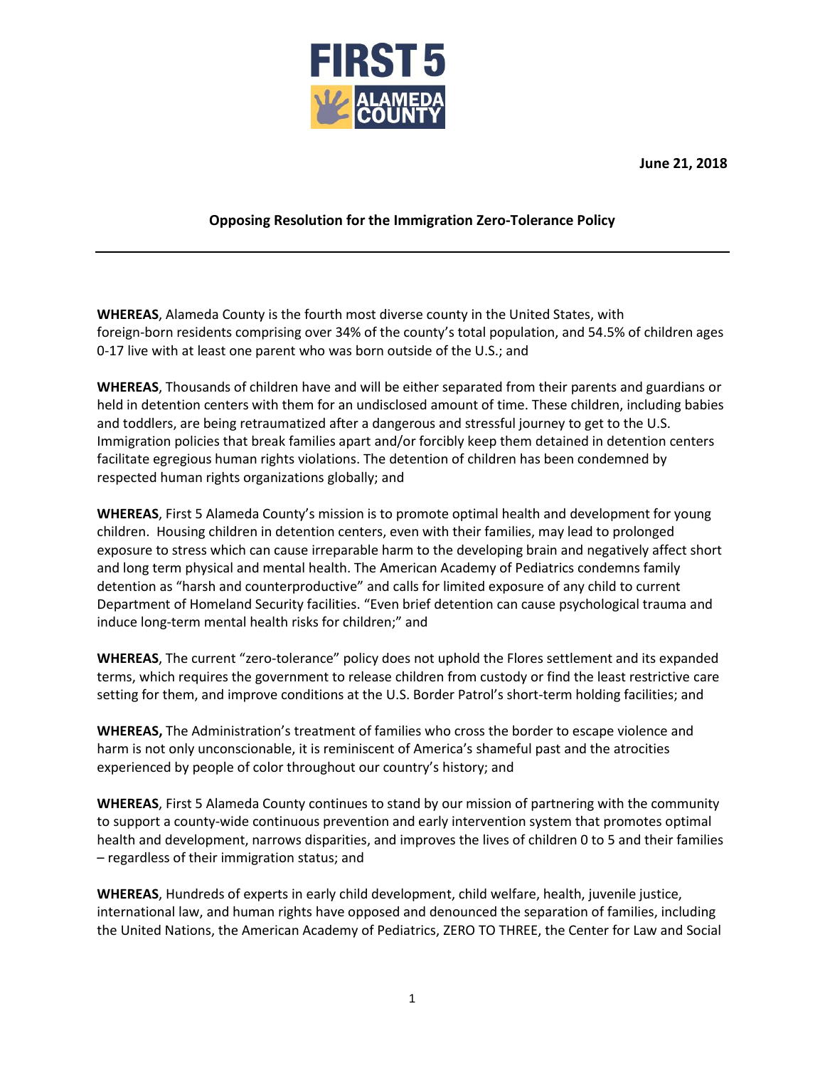June 21, 2018

**Opposing Resolution for the Immigration Zero-Tolerance Policy**

---

**WHEREAS**, Alameda County is the fourth most diverse county in the United States, with foreign-born residents comprising over 34% of the county's total population, and 54.5% of children ages 0-17 live with at least one parent who was born outside of the U.S.; and

**WHEREAS**, Thousands of children have and will be either separated from their parents and guardians or held in detention centers with them for an undisclosed amount of time. These children, including babies and toddlers, are being retraumatized after a dangerous and stressful journey to get to the U.S. Immigration policies that break families apart and/or forcibly keep them detained in detention centers facilitate egregious human rights violations. The detention of children has been condemned by respected human rights organizations globally; and

**WHEREAS**, First 5 Alameda County's mission is to promote optimal health and development for young children. Housing children in detention centers, even with their families, may lead to prolonged exposure to stress which can cause irreparable harm to the developing brain and negatively affect short and long term physical and mental health. The American Academy of Pediatrics condemns family detention as "harsh and counterproductive" and calls for limited exposure of any child to current Department of Homeland Security facilities. "Even brief detention can cause psychological trauma and induce long-term mental health risks for children;" and

**WHEREAS**, The current "zero-tolerance" policy does not uphold the Flores settlement and its expanded terms, which requires the government to release children from custody or find the least restrictive care setting for them, and improve conditions at the U.S. Border Patrol's short-term holding facilities; and

**WHEREAS,** The Administration's treatment of families who cross the border to escape violence and harm is not only unconscionable, it is reminiscent of America's shameful past and the atrocities experienced by people of color throughout our country's history; and

**WHEREAS**, First 5 Alameda County continues to stand by our mission of partnering with the community to support a county-wide continuous prevention and early intervention system that promotes optimal health and development, narrows disparities, and improves the lives of children 0 to 5 and their families – regardless of their immigration status; and

**WHEREAS**, Hundreds of experts in early child development, child welfare, health, juvenile justice, international law, and human rights have opposed and denounced the separation of families, including the United Nations, the American Academy of Pediatrics, ZERO TO THREE, the Center for Law and Social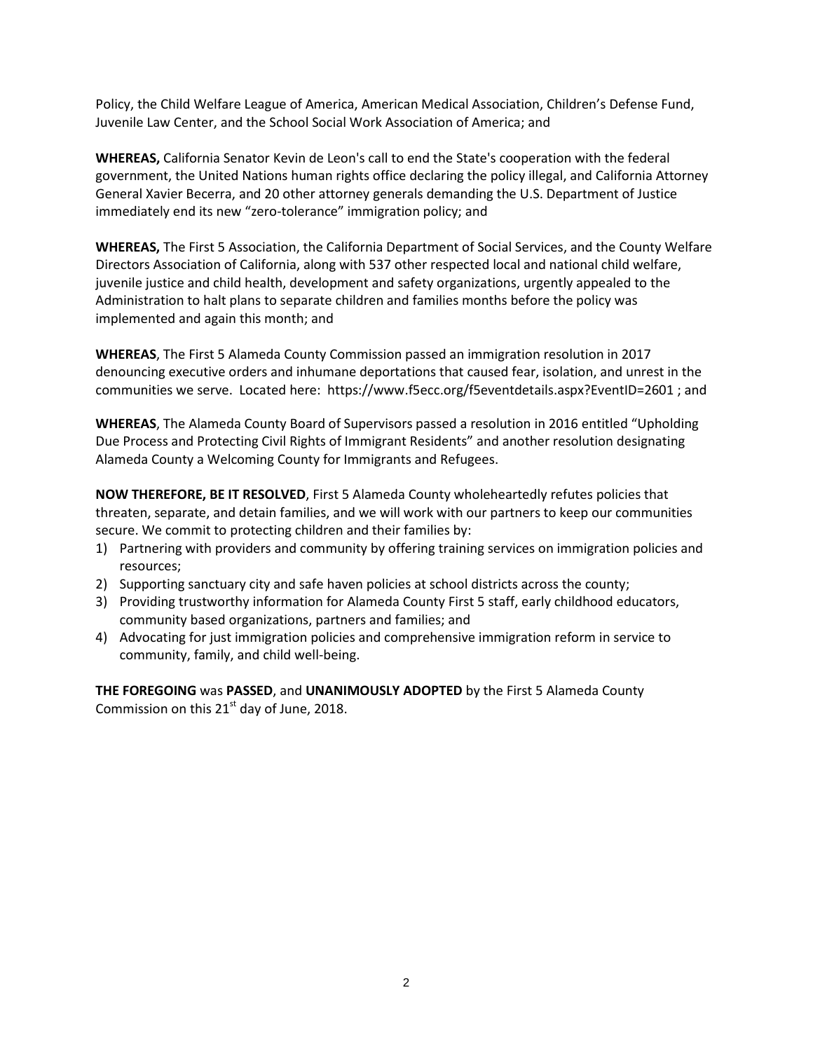Policy, the Child Welfare League of America, American Medical Association, Children's Defense Fund, Juvenile Law Center, and the School Social Work Association of America; and

**WHEREAS,** California Senator Kevin de Leon's call to end the State's cooperation with the federal government, the United Nations human rights office declaring the policy illegal, and California Attorney General Xavier Becerra, and 20 other attorney generals demanding the U.S. Department of Justice immediately end its new "zero-tolerance" immigration policy; and

**WHEREAS,** The First 5 Association, the California Department of Social Services, and the County Welfare Directors Association of California, along with 537 other respected local and national child welfare, juvenile justice and child health, development and safety organizations, urgently appealed to the Administration to halt plans to separate children and families months before the policy was implemented and again this month; and

**WHEREAS**, The First 5 Alameda County Commission passed an immigration resolution in 2017 denouncing executive orders and inhumane deportations that caused fear, isolation, and unrest in the communities we serve. Located here: https://www.f5ecc.org/f5eventdetails.aspx?EventID=2601 ; and

**WHEREAS**, The Alameda County Board of Supervisors passed a resolution in 2016 entitled "Upholding Due Process and Protecting Civil Rights of Immigrant Residents" and another resolution designating Alameda County a Welcoming County for Immigrants and Refugees.

**NOW THEREFORE, BE IT RESOLVED**, First 5 Alameda County wholeheartedly refutes policies that threaten, separate, and detain families, and we will work with our partners to keep our communities secure. We commit to protecting children and their families by:

1) Partnering with providers and community by offering training services on immigration policies and resources;
2) Supporting sanctuary city and safe haven policies at school districts across the county;
3) Providing trustworthy information for Alameda County First 5 staff, early childhood educators, community based organizations, partners and families; and
4) Advocating for just immigration policies and comprehensive immigration reform in service to community, family, and child well-being.

**THE FOREGOING** was **PASSED**, and **UNANIMOUSLY ADOPTED** by the First 5 Alameda County Commission on this 21st day of June, 2018.